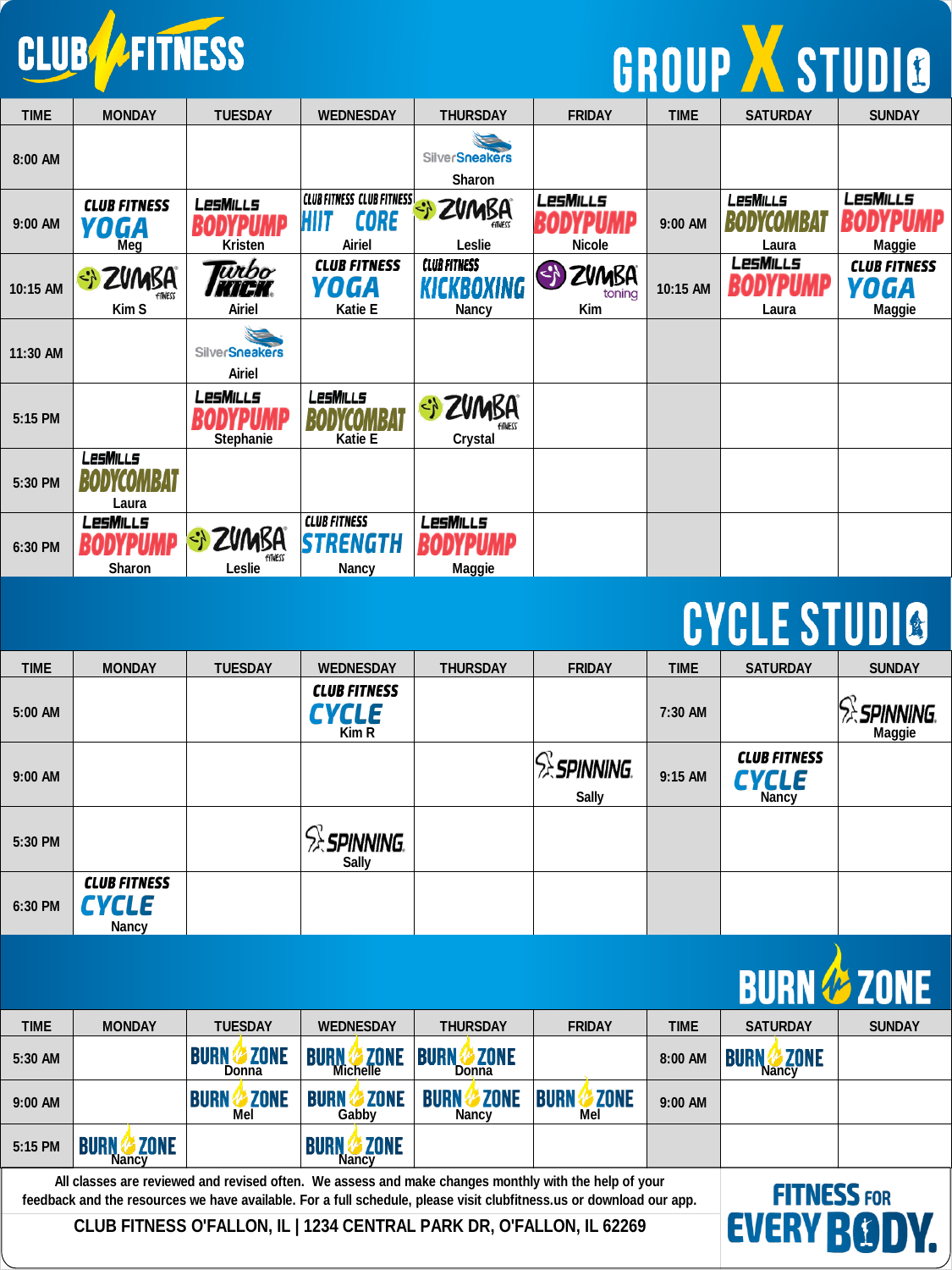# CLUB FITNESS

## GROUP X STUDIO

| TIME | MONDAY | TUESDAY | WEDNESDAY | THURSDAY | FRIDAY | TIME | SATURDAY | SUNDAY |
|---|---|---|---|---|---|---|---|---|
| 8:00 AM | | | | SilverSneakers Sharon | | | | |
| 9:00 AM | CLUB FITNESS YOGA Meg | LESMILLS BODYPUMP Kristen | CLUB FITNESS HIIT CLUB FITNESS CORE Airiel | ZUMBA FITNESS Leslie | LESMILLS BODYPUMP Nicole | 9:00 AM | LESMILLS BODYCOMBAT Laura | LESMILLS BODYPUMP Maggie |
| 10:15 AM | ZUMBA FITNESS Kim S | Turbo Kick Airiel | CLUB FITNESS YOGA Katie E | CLUB FITNESS KICKBOXING Nancy | ZUMBA toning Kim | 10:15 AM | LESMILLS BODYPUMP Laura | CLUB FITNESS YOGA Maggie |
| 11:30 AM | | SilverSneakers Airiel | | | | | | |
| 5:15 PM | | LESMILLS BODYPUMP Stephanie | LESMILLS BODYCOMBAT Katie E | ZUMBA FITNESS Crystal | | | | |
| 5:30 PM | LESMILLS BODYCOMBAT Laura | | | | | | | |
| 6:30 PM | LESMILLS BODYPUMP Sharon | ZUMBA FITNESS Leslie | CLUB FITNESS STRENGTH Nancy | LESMILLS BODYPUMP Maggie | | | | |

## CYCLE STUDIO

| TIME | MONDAY | TUESDAY | WEDNESDAY | THURSDAY | FRIDAY | TIME | SATURDAY | SUNDAY |
|---|---|---|---|---|---|---|---|---|
| 5:00 AM | | | CLUB FITNESS CYCLE Kim R | | | 7:30 AM | | SPINNING Maggie |
| 9:00 AM | | | | | SPINNING Sally | 9:15 AM | CLUB FITNESS CYCLE Nancy | |
| 5:30 PM | | | SPINNING Sally | | | | | |
| 6:30 PM | CLUB FITNESS CYCLE Nancy | | | | | | | |

## BURN ZONE

| TIME | MONDAY | TUESDAY | WEDNESDAY | THURSDAY | FRIDAY | TIME | SATURDAY | SUNDAY |
|---|---|---|---|---|---|---|---|---|
| 5:30 AM | | BURN ZONE Donna | BURN ZONE Michelle | BURN ZONE Donna | | 8:00 AM | BURN ZONE Nancy | |
| 9:00 AM | | BURN ZONE Mel | BURN ZONE Gabby | BURN ZONE Nancy | BURN ZONE Mel | 9:00 AM | | |
| 5:15 PM | BURN ZONE Nancy | | BURN ZONE Nancy | | | | | |

All classes are reviewed and revised often. We assess and make changes monthly with the help of your feedback and the resources we have available. For a full schedule, please visit clubfitness.us or download our app.

CLUB FITNESS O'FALLON, IL | 1234 CENTRAL PARK DR, O'FALLON, IL 62269

FITNESS FOR EVERY BODY.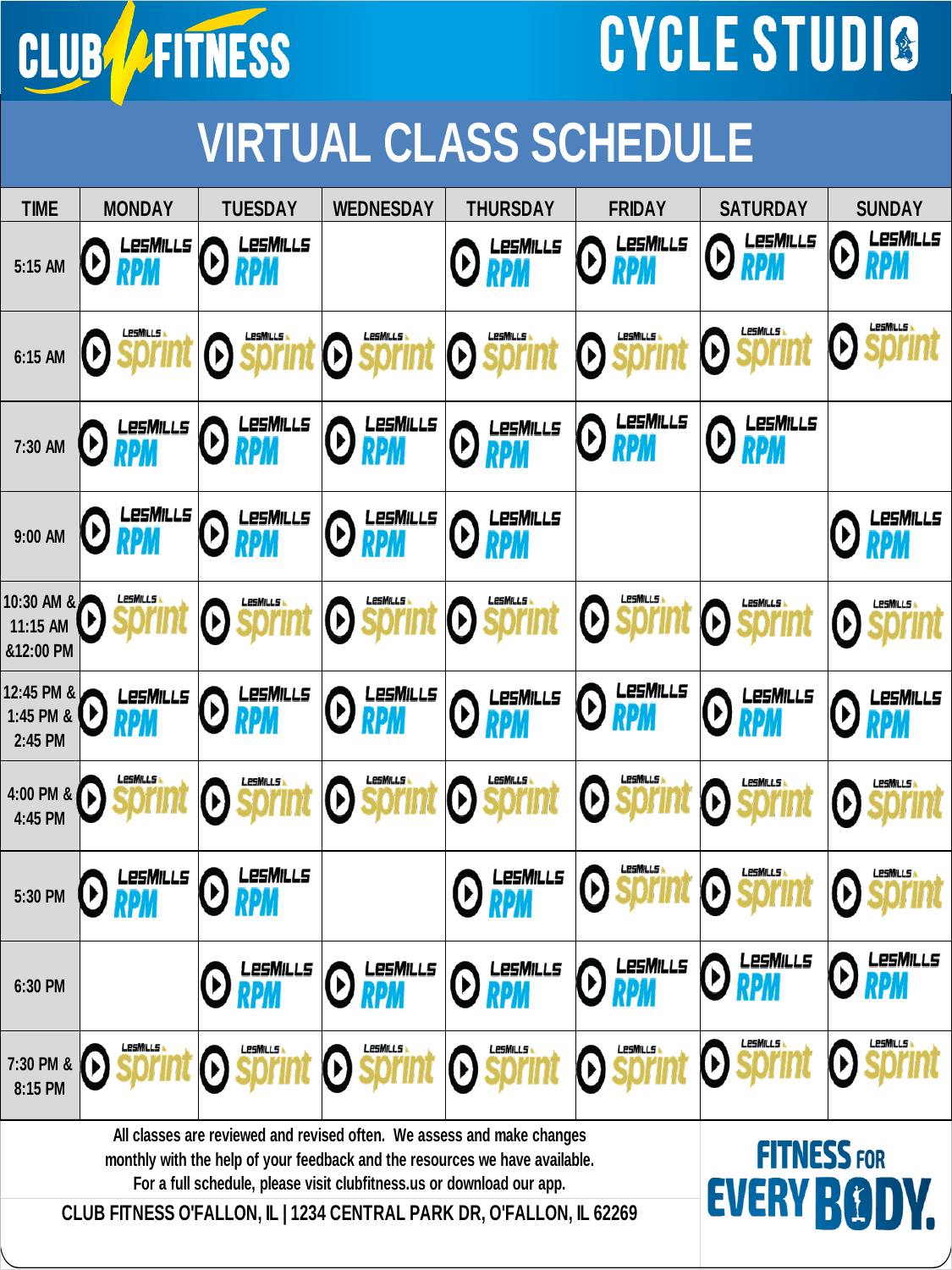# CLUB FITNESS — CYCLE STUDIO

## VIRTUAL CLASS SCHEDULE

| TIME | MONDAY | TUESDAY | WEDNESDAY | THURSDAY | FRIDAY | SATURDAY | SUNDAY |
|---|---|---|---|---|---|---|---|
| 5:15 AM | LesMills RPM | LesMills RPM | | LesMills RPM | LesMills RPM | LesMills RPM | LesMills RPM |
| 6:15 AM | LesMills Sprint | LesMills Sprint | LesMills Sprint | LesMills Sprint | LesMills Sprint | LesMills Sprint | LesMills Sprint |
| 7:30 AM | LesMills RPM | LesMills RPM | LesMills RPM | LesMills RPM | LesMills RPM | LesMills RPM | |
| 9:00 AM | LesMills RPM | LesMills RPM | LesMills RPM | LesMills RPM | | | LesMills RPM |
| 10:30 AM & 11:15 AM &12:00 PM | LesMills Sprint | LesMills Sprint | LesMills Sprint | LesMills Sprint | LesMills Sprint | LesMills Sprint | LesMills Sprint |
| 12:45 PM & 1:45 PM & 2:45 PM | LesMills RPM | LesMills RPM | LesMills RPM | LesMills RPM | LesMills RPM | LesMills RPM | LesMills RPM |
| 4:00 PM & 4:45 PM | LesMills Sprint | LesMills Sprint | LesMills Sprint | LesMills Sprint | LesMills Sprint | LesMills Sprint | LesMills Sprint |
| 5:30 PM | LesMills RPM | LesMills RPM | | LesMills RPM | LesMills Sprint | LesMills Sprint | LesMills Sprint |
| 6:30 PM | | LesMills RPM | LesMills RPM | LesMills RPM | LesMills RPM | LesMills RPM | LesMills RPM |
| 7:30 PM & 8:15 PM | LesMills Sprint | LesMills Sprint | LesMills Sprint | LesMills Sprint | LesMills Sprint | LesMills Sprint | LesMills Sprint |

All classes are reviewed and revised often. We assess and make changes monthly with the help of your feedback and the resources we have available. For a full schedule, please visit clubfitness.us or download our app.

CLUB FITNESS O'FALLON, IL | 1234 CENTRAL PARK DR, O'FALLON, IL 62269

FITNESS FOR EVERY BODY.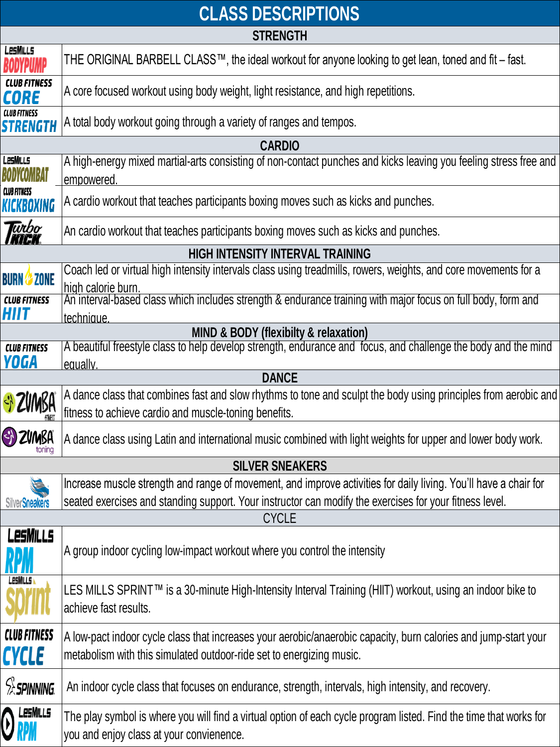# CLASS DESCRIPTIONS

| | |
|---|---|
| **STRENGTH** | |
| LesMills BODYPUMP | THE ORIGINAL BARBELL CLASS™, the ideal workout for anyone looking to get lean, toned and fit – fast. |
| CLUB FITNESS CORE | A core focused workout using body weight, light resistance, and high repetitions. |
| CLUB FITNESS STRENGTH | A total body workout going through a variety of ranges and tempos. |
| **CARDIO** | |
| LesMills BODYCOMBAT | A high-energy mixed martial-arts consisting of non-contact punches and kicks leaving you feeling stress free and empowered. |
| CLUB FITNESS KICKBOXING | A cardio workout that teaches participants boxing moves such as kicks and punches. |
| Turbo Kick | An cardio workout that teaches participants boxing moves such as kicks and punches. |
| **HIGH INTENSITY INTERVAL TRAINING** | |
| BURN ZONE | Coach led or virtual high intensity intervals class using treadmills, rowers, weights, and core movements for a high calorie burn. |
| CLUB FITNESS HIIT | An interval-based class which includes strength & endurance training with major focus on full body, form and technique. |
| **MIND & BODY (flexibilty & relaxation)** | |
| CLUB FITNESS YOGA | A beautiful freestyle class to help develop strength, endurance and focus, and challenge the body and the mind equally. |
| **DANCE** | |
| ZUMBA fitness | A dance class that combines fast and slow rhythms to tone and sculpt the body using principles from aerobic and fitness to achieve cardio and muscle-toning benefits. |
| ZUMBA toning | A dance class using Latin and international music combined with light weights for upper and lower body work. |
| **SILVER SNEAKERS** | |
| SilverSneakers | Increase muscle strength and range of movement, and improve activities for daily living. You'll have a chair for seated exercises and standing support. Your instructor can modify the exercises for your fitness level. |
| **CYCLE** | |
| LesMills RPM | A group indoor cycling low-impact workout where you control the intensity |
| LesMills Sprint | LES MILLS SPRINT™ is a 30-minute High-Intensity Interval Training (HIIT) workout, using an indoor bike to achieve fast results. |
| CLUB FITNESS CYCLE | A low-pact indoor cycle class that increases your aerobic/anaerobic capacity, burn calories and jump-start your metabolism with this simulated outdoor-ride set to energizing music. |
| SPINNING | An indoor cycle class that focuses on endurance, strength, intervals, high intensity, and recovery. |
| LesMills RPM (virtual) | The play symbol is where you will find a virtual option of each cycle program listed. Find the time that works for you and enjoy class at your convienence. |